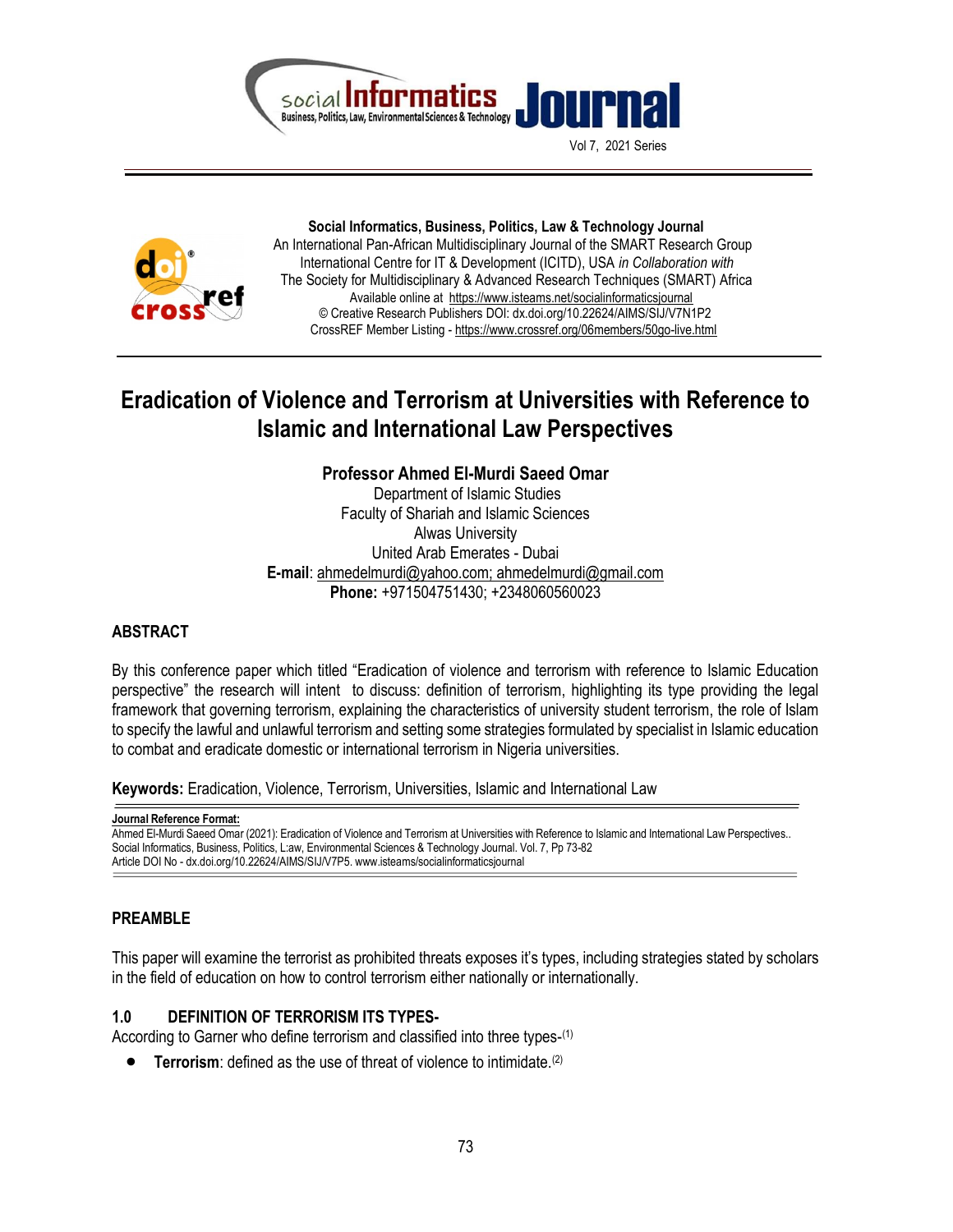**Social Informatics, Business, Politics, Law & Technology Journal**
An International Pan-African Multidisciplinary Journal of the SMART Research Group
International Centre for IT & Development (ICITD), USA *in Collaboration with*
The Society for Multidisciplinary & Advanced Research Techniques (SMART) Africa
Available online at https://www.isteams.net/socialinformaticsjournal
© Creative Research Publishers DOI: dx.doi.org/10.22624/AIMS/SIJ/V7N1P2
CrossREF Member Listing - https://www.crossref.org/06members/50go-live.html

# Eradication of Violence and Terrorism at Universities with Reference to Islamic and International Law Perspectives

**Professor Ahmed El-Murdi Saeed Omar**
Department of Islamic Studies
Faculty of Shariah and Islamic Sciences
Alwas University
United Arab Emerates - Dubai
**E-mail**: ahmedelmurdi@yahoo.com; ahmedelmurdi@gmail.com
**Phone:** +971504751430; +2348060560023

## ABSTRACT

By this conference paper which titled "Eradication of violence and terrorism with reference to Islamic Education perspective" the research will intent to discuss: definition of terrorism, highlighting its type providing the legal framework that governing terrorism, explaining the characteristics of university student terrorism, the role of Islam to specify the lawful and unlawful terrorism and setting some strategies formulated by specialist in Islamic education to combat and eradicate domestic or international terrorism in Nigeria universities.

**Keywords:** Eradication, Violence, Terrorism, Universities, Islamic and International Law

**Journal Reference Format:**
Ahmed El-Murdi Saeed Omar (2021): Eradication of Violence and Terrorism at Universities with Reference to Islamic and International Law Perspectives.. Social Informatics, Business, Politics, L:aw, Environmental Sciences & Technology Journal. Vol. 7, Pp 73-82
Article DOI No - dx.doi.org/10.22624/AIMS/SIJ/V7P5. www.isteams/socialinformaticsjournal

## PREAMBLE

This paper will examine the terrorist as prohibited threats exposes it's types, including strategies stated by scholars in the field of education on how to control terrorism either nationally or internationally.

### 1.0 DEFINITION OF TERRORISM ITS TYPES-

According to Garner who define terrorism and classified into three types-(1)

- **Terrorism**: defined as the use of threat of violence to intimidate.(2)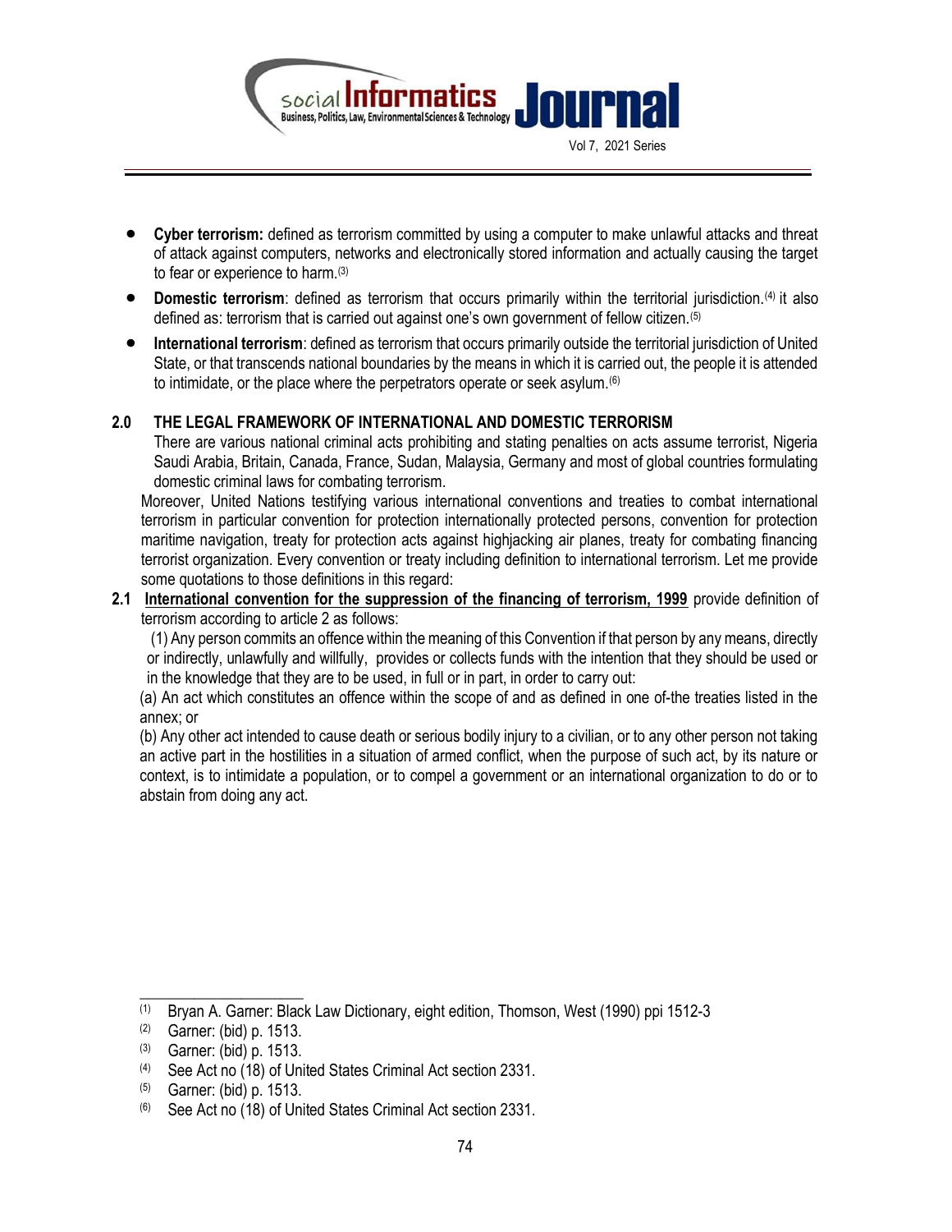- **Cyber terrorism:** defined as terrorism committed by using a computer to make unlawful attacks and threat of attack against computers, networks and electronically stored information and actually causing the target to fear or experience to harm.[3]
- **Domestic terrorism**: defined as terrorism that occurs primarily within the territorial jurisdiction.[4] it also defined as: terrorism that is carried out against one's own government of fellow citizen.[5]
- **International terrorism**: defined as terrorism that occurs primarily outside the territorial jurisdiction of United State, or that transcends national boundaries by the means in which it is carried out, the people it is attended to intimidate, or the place where the perpetrators operate or seek asylum.[6]

## 2.0 THE LEGAL FRAMEWORK OF INTERNATIONAL AND DOMESTIC TERRORISM

There are various national criminal acts prohibiting and stating penalties on acts assume terrorist, Nigeria Saudi Arabia, Britain, Canada, France, Sudan, Malaysia, Germany and most of global countries formulating domestic criminal laws for combating terrorism.

Moreover, United Nations testifying various international conventions and treaties to combat international terrorism in particular convention for protection internationally protected persons, convention for protection maritime navigation, treaty for protection acts against highjacking air planes, treaty for combating financing terrorist organization. Every convention or treaty including definition to international terrorism. Let me provide some quotations to those definitions in this regard:

**2.1** <u>**International convention for the suppression of the financing of terrorism, 1999**</u> provide definition of terrorism according to article 2 as follows:

(1) Any person commits an offence within the meaning of this Convention if that person by any means, directly or indirectly, unlawfully and willfully, provides or collects funds with the intention that they should be used or in the knowledge that they are to be used, in full or in part, in order to carry out:

(a) An act which constitutes an offence within the scope of and as defined in one of-the treaties listed in the annex; or

(b) Any other act intended to cause death or serious bodily injury to a civilian, or to any other person not taking an active part in the hostilities in a situation of armed conflict, when the purpose of such act, by its nature or context, is to intimidate a population, or to compel a government or an international organization to do or to abstain from doing any act.

---

(1) Bryan A. Garner: Black Law Dictionary, eight edition, Thomson, West (1990) ppi 1512-3

(2) Garner: (bid) p. 1513.

(3) Garner: (bid) p. 1513.

(4) See Act no (18) of United States Criminal Act section 2331.

(5) Garner: (bid) p. 1513.

(6) See Act no (18) of United States Criminal Act section 2331.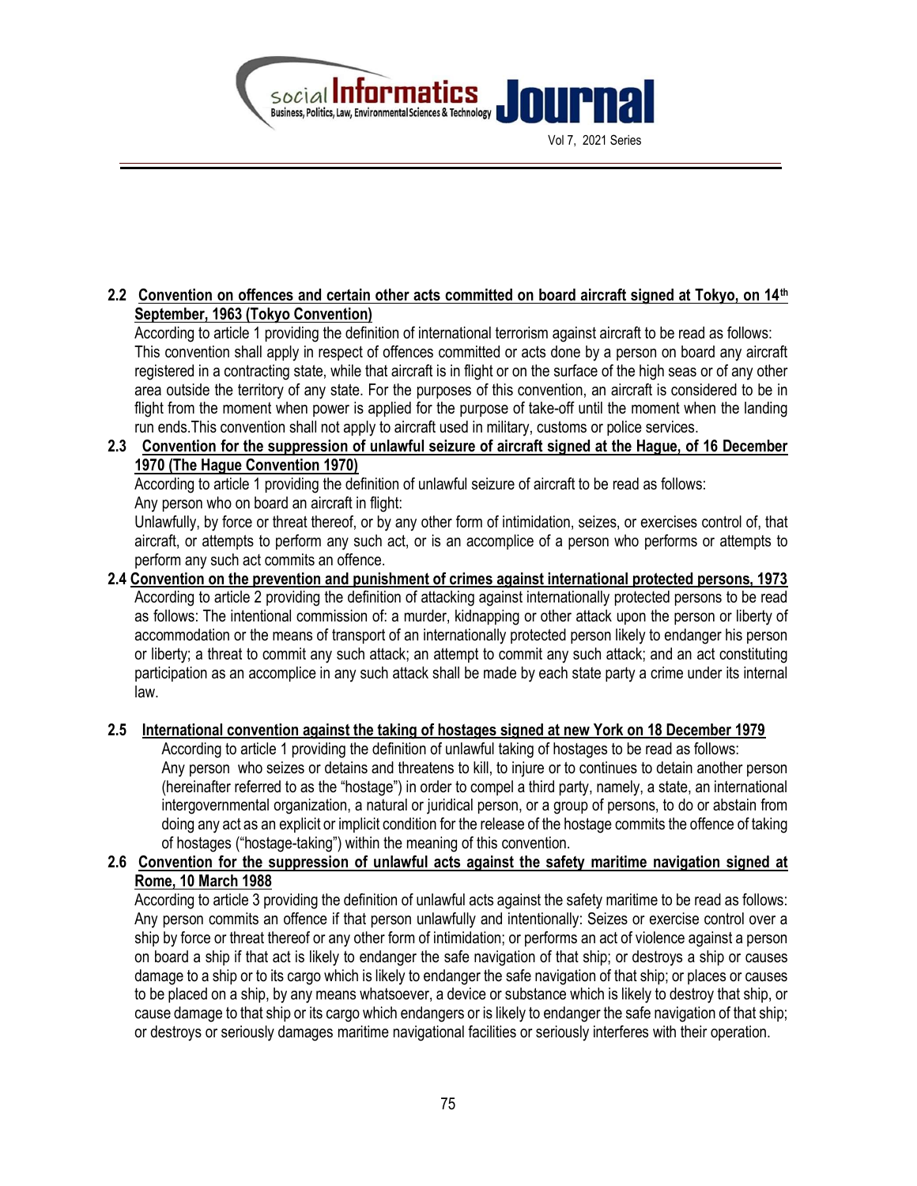**2.2 Convention on offences and certain other acts committed on board aircraft signed at Tokyo, on 14th September, 1963 (Tokyo Convention)**

According to article 1 providing the definition of international terrorism against aircraft to be read as follows: This convention shall apply in respect of offences committed or acts done by a person on board any aircraft registered in a contracting state, while that aircraft is in flight or on the surface of the high seas or of any other area outside the territory of any state. For the purposes of this convention, an aircraft is considered to be in flight from the moment when power is applied for the purpose of take-off until the moment when the landing run ends.This convention shall not apply to aircraft used in military, customs or police services.

**2.3 Convention for the suppression of unlawful seizure of aircraft signed at the Hague, of 16 December 1970 (The Hague Convention 1970)**

According to article 1 providing the definition of unlawful seizure of aircraft to be read as follows:

Any person who on board an aircraft in flight:

Unlawfully, by force or threat thereof, or by any other form of intimidation, seizes, or exercises control of, that aircraft, or attempts to perform any such act, or is an accomplice of a person who performs or attempts to perform any such act commits an offence.

**2.4 Convention on the prevention and punishment of crimes against international protected persons, 1973**

According to article 2 providing the definition of attacking against internationally protected persons to be read as follows: The intentional commission of: a murder, kidnapping or other attack upon the person or liberty of accommodation or the means of transport of an internationally protected person likely to endanger his person or liberty; a threat to commit any such attack; an attempt to commit any such attack; and an act constituting participation as an accomplice in any such attack shall be made by each state party a crime under its internal law.

**2.5 International convention against the taking of hostages signed at new York on 18 December 1979**

According to article 1 providing the definition of unlawful taking of hostages to be read as follows:

Any person who seizes or detains and threatens to kill, to injure or to continues to detain another person (hereinafter referred to as the "hostage") in order to compel a third party, namely, a state, an international intergovernmental organization, a natural or juridical person, or a group of persons, to do or abstain from doing any act as an explicit or implicit condition for the release of the hostage commits the offence of taking of hostages ("hostage-taking") within the meaning of this convention.

**2.6 Convention for the suppression of unlawful acts against the safety maritime navigation signed at Rome, 10 March 1988**

According to article 3 providing the definition of unlawful acts against the safety maritime to be read as follows: Any person commits an offence if that person unlawfully and intentionally: Seizes or exercise control over a ship by force or threat thereof or any other form of intimidation; or performs an act of violence against a person on board a ship if that act is likely to endanger the safe navigation of that ship; or destroys a ship or causes damage to a ship or to its cargo which is likely to endanger the safe navigation of that ship; or places or causes to be placed on a ship, by any means whatsoever, a device or substance which is likely to destroy that ship, or cause damage to that ship or its cargo which endangers or is likely to endanger the safe navigation of that ship; or destroys or seriously damages maritime navigational facilities or seriously interferes with their operation.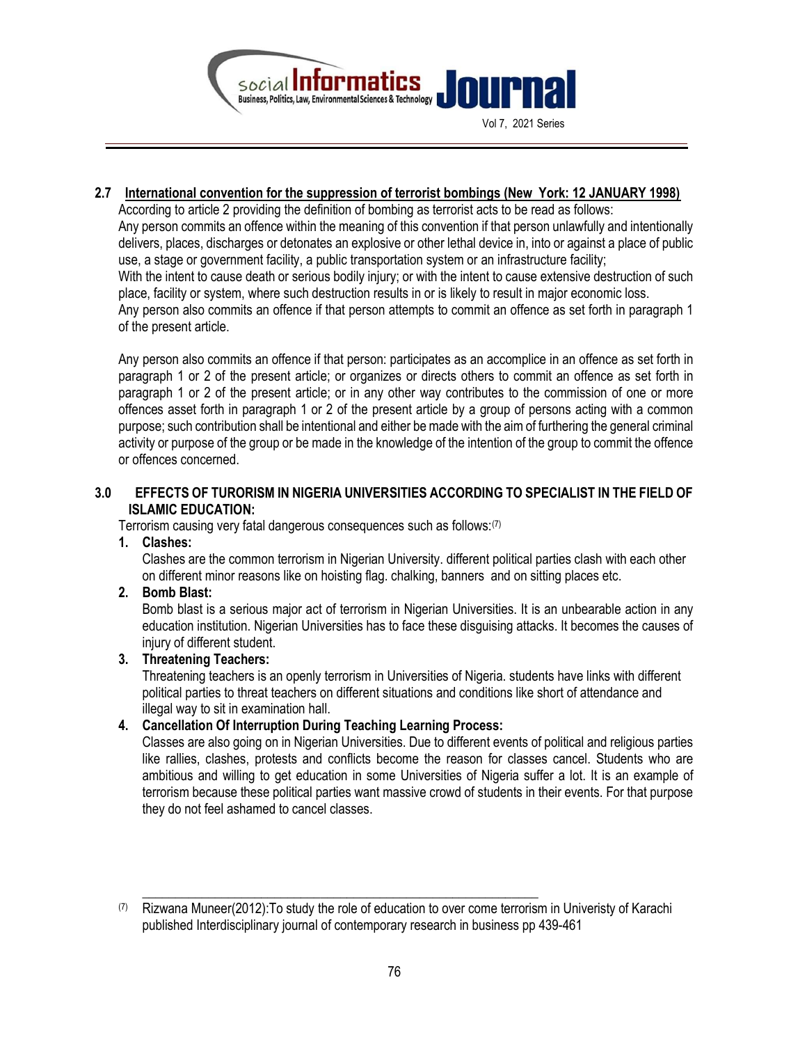## 2.7 International convention for the suppression of terrorist bombings (New York: 12 JANUARY 1998)

According to article 2 providing the definition of bombing as terrorist acts to be read as follows:

Any person commits an offence within the meaning of this convention if that person unlawfully and intentionally delivers, places, discharges or detonates an explosive or other lethal device in, into or against a place of public use, a stage or government facility, a public transportation system or an infrastructure facility;

With the intent to cause death or serious bodily injury; or with the intent to cause extensive destruction of such place, facility or system, where such destruction results in or is likely to result in major economic loss.

Any person also commits an offence if that person attempts to commit an offence as set forth in paragraph 1 of the present article.

Any person also commits an offence if that person: participates as an accomplice in an offence as set forth in paragraph 1 or 2 of the present article; or organizes or directs others to commit an offence as set forth in paragraph 1 or 2 of the present article; or in any other way contributes to the commission of one or more offences asset forth in paragraph 1 or 2 of the present article by a group of persons acting with a common purpose; such contribution shall be intentional and either be made with the aim of furthering the general criminal activity or purpose of the group or be made in the knowledge of the intention of the group to commit the offence or offences concerned.

## 3.0 EFFECTS OF TURORISM IN NIGERIA UNIVERSITIES ACCORDING TO SPECIALIST IN THE FIELD OF ISLAMIC EDUCATION:

Terrorism causing very fatal dangerous consequences such as follows:[7]

1. **Clashes:**
   Clashes are the common terrorism in Nigerian University. different political parties clash with each other on different minor reasons like on hoisting flag. chalking, banners and on sitting places etc.
2. **Bomb Blast:**
   Bomb blast is a serious major act of terrorism in Nigerian Universities. It is an unbearable action in any education institution. Nigerian Universities has to face these disguising attacks. It becomes the causes of injury of different student.
3. **Threatening Teachers:**
   Threatening teachers is an openly terrorism in Universities of Nigeria. students have links with different political parties to threat teachers on different situations and conditions like short of attendance and illegal way to sit in examination hall.
4. **Cancellation Of Interruption During Teaching Learning Process:**
   Classes are also going on in Nigerian Universities. Due to different events of political and religious parties like rallies, clashes, protests and conflicts become the reason for classes cancel. Students who are ambitious and willing to get education in some Universities of Nigeria suffer a lot. It is an example of terrorism because these political parties want massive crowd of students in their events. For that purpose they do not feel ashamed to cancel classes.

---

[7] Rizwana Muneer(2012):To study the role of education to over come terrorism in Univeristy of Karachi published Interdisciplinary journal of contemporary research in business pp 439-461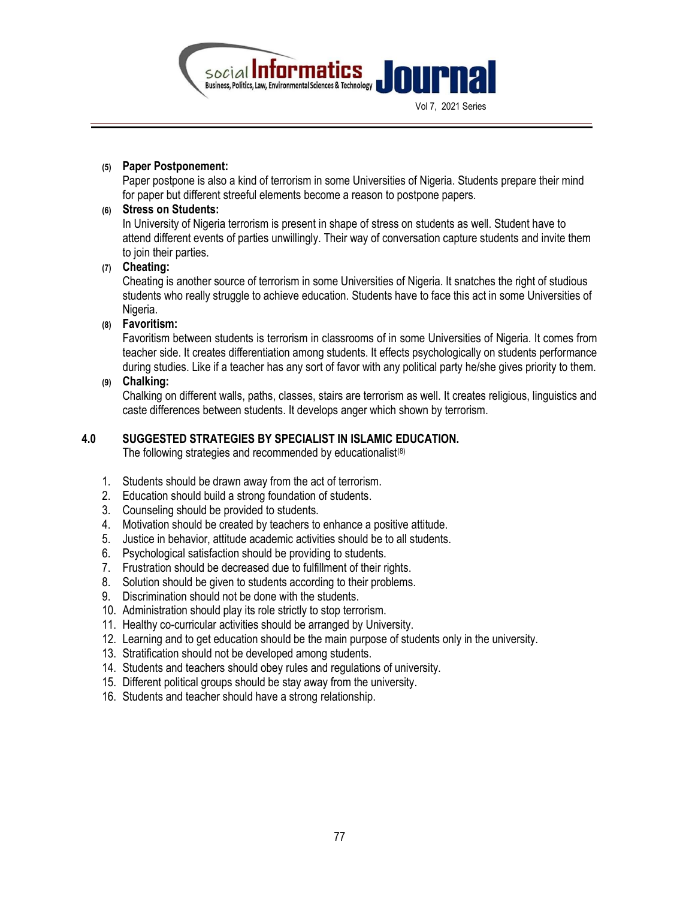**(5) Paper Postponement:**

Paper postpone is also a kind of terrorism in some Universities of Nigeria. Students prepare their mind for paper but different streeful elements become a reason to postpone papers.

**(6) Stress on Students:**

In University of Nigeria terrorism is present in shape of stress on students as well. Student have to attend different events of parties unwillingly. Their way of conversation capture students and invite them to join their parties.

**(7) Cheating:**

Cheating is another source of terrorism in some Universities of Nigeria. It snatches the right of studious students who really struggle to achieve education. Students have to face this act in some Universities of Nigeria.

**(8) Favoritism:**

Favoritism between students is terrorism in classrooms of in some Universities of Nigeria. It comes from teacher side. It creates differentiation among students. It effects psychologically on students performance during studies. Like if a teacher has any sort of favor with any political party he/she gives priority to them.

**(9) Chalking:**

Chalking on different walls, paths, classes, stairs are terrorism as well. It creates religious, linguistics and caste differences between students. It develops anger which shown by terrorism.

## 4.0 SUGGESTED STRATEGIES BY SPECIALIST IN ISLAMIC EDUCATION.

The following strategies and recommended by educationalist[8]

1. Students should be drawn away from the act of terrorism.
2. Education should build a strong foundation of students.
3. Counseling should be provided to students.
4. Motivation should be created by teachers to enhance a positive attitude.
5. Justice in behavior, attitude academic activities should be to all students.
6. Psychological satisfaction should be providing to students.
7. Frustration should be decreased due to fulfillment of their rights.
8. Solution should be given to students according to their problems.
9. Discrimination should not be done with the students.
10. Administration should play its role strictly to stop terrorism.
11. Healthy co-curricular activities should be arranged by University.
12. Learning and to get education should be the main purpose of students only in the university.
13. Stratification should not be developed among students.
14. Students and teachers should obey rules and regulations of university.
15. Different political groups should be stay away from the university.
16. Students and teacher should have a strong relationship.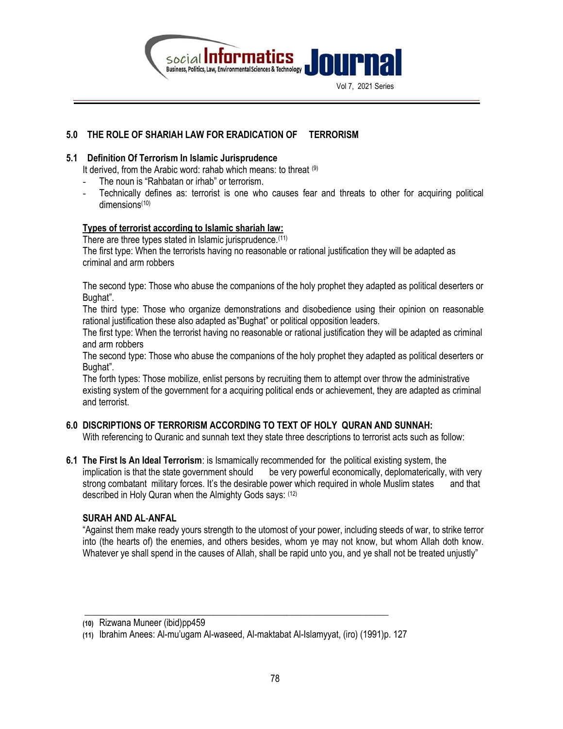## 5.0 THE ROLE OF SHARIAH LAW FOR ERADICATION OF TERRORISM

### 5.1 Definition Of Terrorism In Islamic Jurisprudence

It derived, from the Arabic word: rahab which means: to threat [9]

- The noun is "Rahbatan or irhab" or terrorism.
- Technically defines as: terrorist is one who causes fear and threats to other for acquiring political dimensions[10]

**Types of terrorist according to Islamic shariah law:**

There are three types stated in Islamic jurisprudence.[11]

The first type: When the terrorists having no reasonable or rational justification they will be adapted as criminal and arm robbers

The second type: Those who abuse the companions of the holy prophet they adapted as political deserters or Bughat".

The third type: Those who organize demonstrations and disobedience using their opinion on reasonable rational justification these also adapted as"Bughat" or political opposition leaders.

The first type: When the terrorist having no reasonable or rational justification they will be adapted as criminal and arm robbers

The second type: Those who abuse the companions of the holy prophet they adapted as political deserters or Bughat".

The forth types: Those mobilize, enlist persons by recruiting them to attempt over throw the administrative existing system of the government for a acquiring political ends or achievement, they are adapted as criminal and terrorist.

## 6.0 DISCRIPTIONS OF TERRORISM ACCORDING TO TEXT OF HOLY QURAN AND SUNNAH:

With referencing to Quranic and sunnah text they state three descriptions to terrorist acts such as follow:

**6.1 The First Is An Ideal Terrorism**: is Ismamically recommended for the political existing system, the implication is that the state government should be very powerful economically, deplomaterically, with very strong combatant military forces. It's the desirable power which required in whole Muslim states and that described in Holy Quran when the Almighty Gods says: [12]

**SURAH AND AL-ANFAL**

"Against them make ready yours strength to the utomost of your power, including steeds of war, to strike terror into (the hearts of) the enemies, and others besides, whom ye may not know, but whom Allah doth know. Whatever ye shall spend in the causes of Allah, shall be rapid unto you, and ye shall not be treated unjustly"

---

(10) Rizwana Muneer (ibid)pp459

(11) Ibrahim Anees: Al-mu'ugam Al-waseed, Al-maktabat Al-Islamyyat, (iro) (1991)p. 127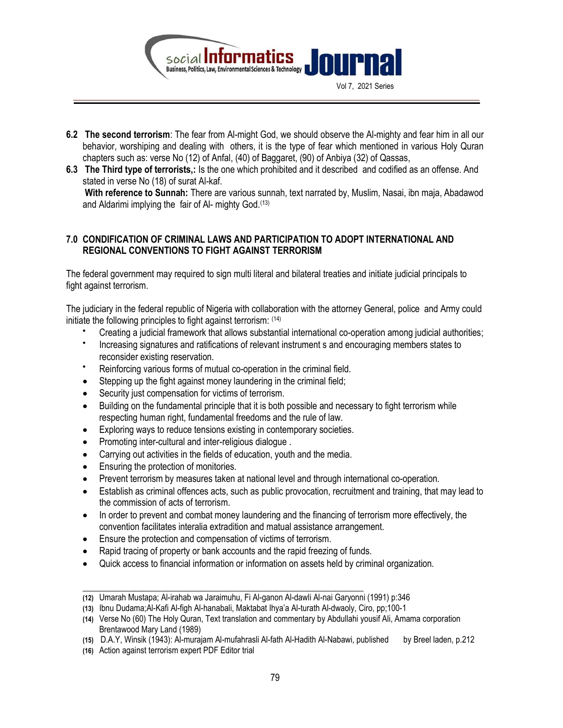**6.2 The second terrorism**: The fear from Al-might God, we should observe the Al-mighty and fear him in all our behavior, worshiping and dealing with others, it is the type of fear which mentioned in various Holy Quran chapters such as: verse No (12) of Anfal, (40) of Baggaret, (90) of Anbiya (32) of Qassas,

**6.3 The Third type of terrorists,:** Is the one which prohibited and it described and codified as an offense. And stated in verse No (18) of surat Al-kaf.

**With reference to Sunnah:** There are various sunnah, text narrated by, Muslim, Nasai, ibn maja, Abadawod and Aldarimi implying the fair of Al- mighty God.[13]

## 7.0 CONDIFICATION OF CRIMINAL LAWS AND PARTICIPATION TO ADOPT INTERNATIONAL AND REGIONAL CONVENTIONS TO FIGHT AGAINST TERRORISM

The federal government may required to sign multi literal and bilateral treaties and initiate judicial principals to fight against terrorism.

The judiciary in the federal republic of Nigeria with collaboration with the attorney General, police and Army could initiate the following principles to fight against terrorism: [14]

- Creating a judicial framework that allows substantial international co-operation among judicial authorities;
- Increasing signatures and ratifications of relevant instrument s and encouraging members states to reconsider existing reservation.
- Reinforcing various forms of mutual co-operation in the criminal field.
- Stepping up the fight against money laundering in the criminal field;
- Security just compensation for victims of terrorism.
- Building on the fundamental principle that it is both possible and necessary to fight terrorism while respecting human right, fundamental freedoms and the rule of law.
- Exploring ways to reduce tensions existing in contemporary societies.
- Promoting inter-cultural and inter-religious dialogue .
- Carrying out activities in the fields of education, youth and the media.
- Ensuring the protection of monitories.
- Prevent terrorism by measures taken at national level and through international co-operation.
- Establish as criminal offences acts, such as public provocation, recruitment and training, that may lead to the commission of acts of terrorism.
- In order to prevent and combat money laundering and the financing of terrorism more effectively, the convention facilitates interalia extradition and matual assistance arrangement.
- Ensure the protection and compensation of victims of terrorism.
- Rapid tracing of property or bank accounts and the rapid freezing of funds.
- Quick access to financial information or information on assets held by criminal organization.

---

(12) Umarah Mustapa; Al-irahab wa Jaraimuhu, Fi Al-ganon Al-dawli Al-nai Garyonni (1991) p:346

(13) Ibnu Dudama;Al-Kafi Al-figh Al-hanabali, Maktabat Ihya'a Al-turath Al-dwaoly, Ciro, pp;100-1

(14) Verse No (60) The Holy Quran, Text translation and commentary by Abdullahi yousif Ali, Amama corporation Brentawood Mary Land (1989)

(15) D.A.Y, Winsik (1943): Al-murajam Al-mufahrasli Al-fath Al-Hadith Al-Nabawi, published by Breel laden, p.212

(16) Action against terrorism expert PDF Editor trial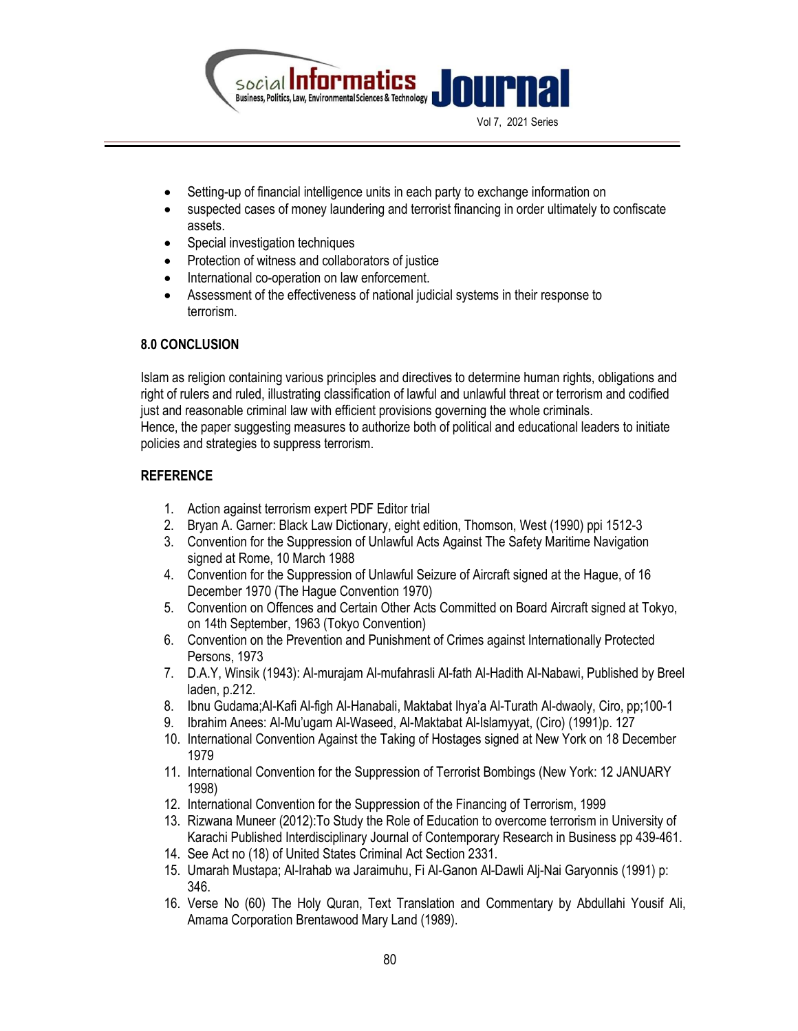- Setting-up of financial intelligence units in each party to exchange information on
- suspected cases of money laundering and terrorist financing in order ultimately to confiscate assets.
- Special investigation techniques
- Protection of witness and collaborators of justice
- International co-operation on law enforcement.
- Assessment of the effectiveness of national judicial systems in their response to terrorism.

## 8.0 CONCLUSION

Islam as religion containing various principles and directives to determine human rights, obligations and right of rulers and ruled, illustrating classification of lawful and unlawful threat or terrorism and codified just and reasonable criminal law with efficient provisions governing the whole criminals.
Hence, the paper suggesting measures to authorize both of political and educational leaders to initiate policies and strategies to suppress terrorism.

## REFERENCE

1. Action against terrorism expert PDF Editor trial
2. Bryan A. Garner: Black Law Dictionary, eight edition, Thomson, West (1990) ppi 1512-3
3. Convention for the Suppression of Unlawful Acts Against The Safety Maritime Navigation signed at Rome, 10 March 1988
4. Convention for the Suppression of Unlawful Seizure of Aircraft signed at the Hague, of 16 December 1970 (The Hague Convention 1970)
5. Convention on Offences and Certain Other Acts Committed on Board Aircraft signed at Tokyo, on 14th September, 1963 (Tokyo Convention)
6. Convention on the Prevention and Punishment of Crimes against Internationally Protected Persons, 1973
7. D.A.Y, Winsik (1943): Al-murajam Al-mufahrasli Al-fath Al-Hadith Al-Nabawi, Published by Breel laden, p.212.
8. Ibnu Gudama;Al-Kafi Al-figh Al-Hanabali, Maktabat Ihya'a Al-Turath Al-dwaoly, Ciro, pp;100-1
9. Ibrahim Anees: Al-Mu'ugam Al-Waseed, Al-Maktabat Al-Islamyyat, (Ciro) (1991)p. 127
10. International Convention Against the Taking of Hostages signed at New York on 18 December 1979
11. International Convention for the Suppression of Terrorist Bombings (New York: 12 JANUARY 1998)
12. International Convention for the Suppression of the Financing of Terrorism, 1999
13. Rizwana Muneer (2012):To Study the Role of Education to overcome terrorism in University of Karachi Published Interdisciplinary Journal of Contemporary Research in Business pp 439-461.
14. See Act no (18) of United States Criminal Act Section 2331.
15. Umarah Mustapa; Al-Irahab wa Jaraimuhu, Fi Al-Ganon Al-Dawli Alj-Nai Garyonnis (1991) p: 346.
16. Verse No (60) The Holy Quran, Text Translation and Commentary by Abdullahi Yousif Ali, Amama Corporation Brentawood Mary Land (1989).